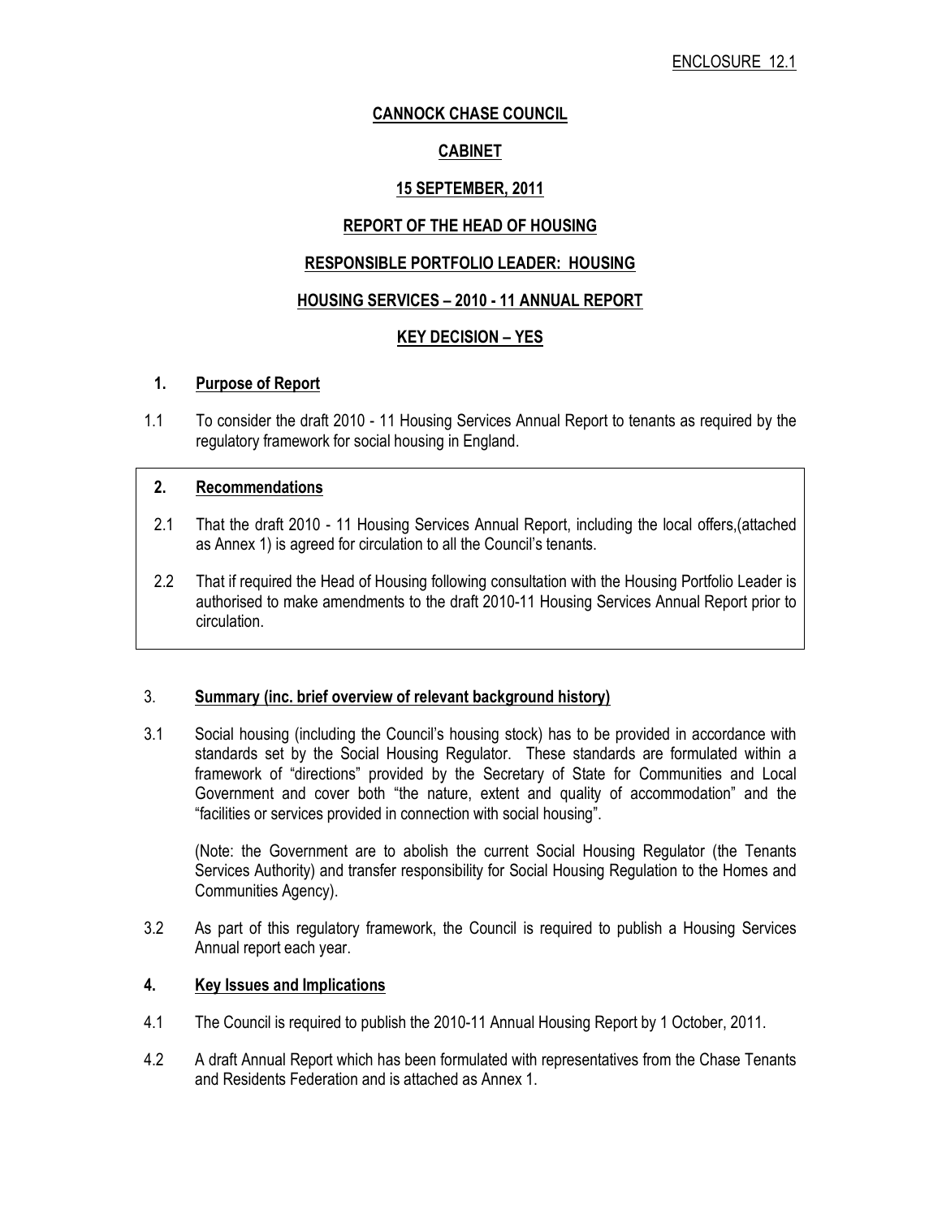ENCLOSURE 12.1

# CANNOCK CHASE COUNCIL

## CABINET

## 15 SEPTEMBER, 2011

## REPORT OF THE HEAD OF HOUSING

## RESPONSIBLE PORTFOLIO LEADER: HOUSING

## HOUSING SERVICES – 2010 - 11 ANNUAL REPORT

## KEY DECISION – YES

### 1. Purpose of Report

1.1 To consider the draft 2010 - 11 Housing Services Annual Report to tenants as required by the regulatory framework for social housing in England.

### 2. Recommendations

2.1 That the draft 2010 - 11 Housing Services Annual Report, including the local offers,(attached as Annex 1) is agreed for circulation to all the Council's tenants.

2.2 That if required the Head of Housing following consultation with the Housing Portfolio Leader is authorised to make amendments to the draft 2010-11 Housing Services Annual Report prior to circulation.

### 3. Summary (inc. brief overview of relevant background history)

3.1 Social housing (including the Council's housing stock) has to be provided in accordance with standards set by the Social Housing Regulator. These standards are formulated within a framework of "directions" provided by the Secretary of State for Communities and Local Government and cover both "the nature, extent and quality of accommodation" and the "facilities or services provided in connection with social housing".

(Note: the Government are to abolish the current Social Housing Regulator (the Tenants Services Authority) and transfer responsibility for Social Housing Regulation to the Homes and Communities Agency).

3.2 As part of this regulatory framework, the Council is required to publish a Housing Services Annual report each year.

### 4. Key Issues and Implications

4.1 The Council is required to publish the 2010-11 Annual Housing Report by 1 October, 2011.

4.2 A draft Annual Report which has been formulated with representatives from the Chase Tenants and Residents Federation and is attached as Annex 1.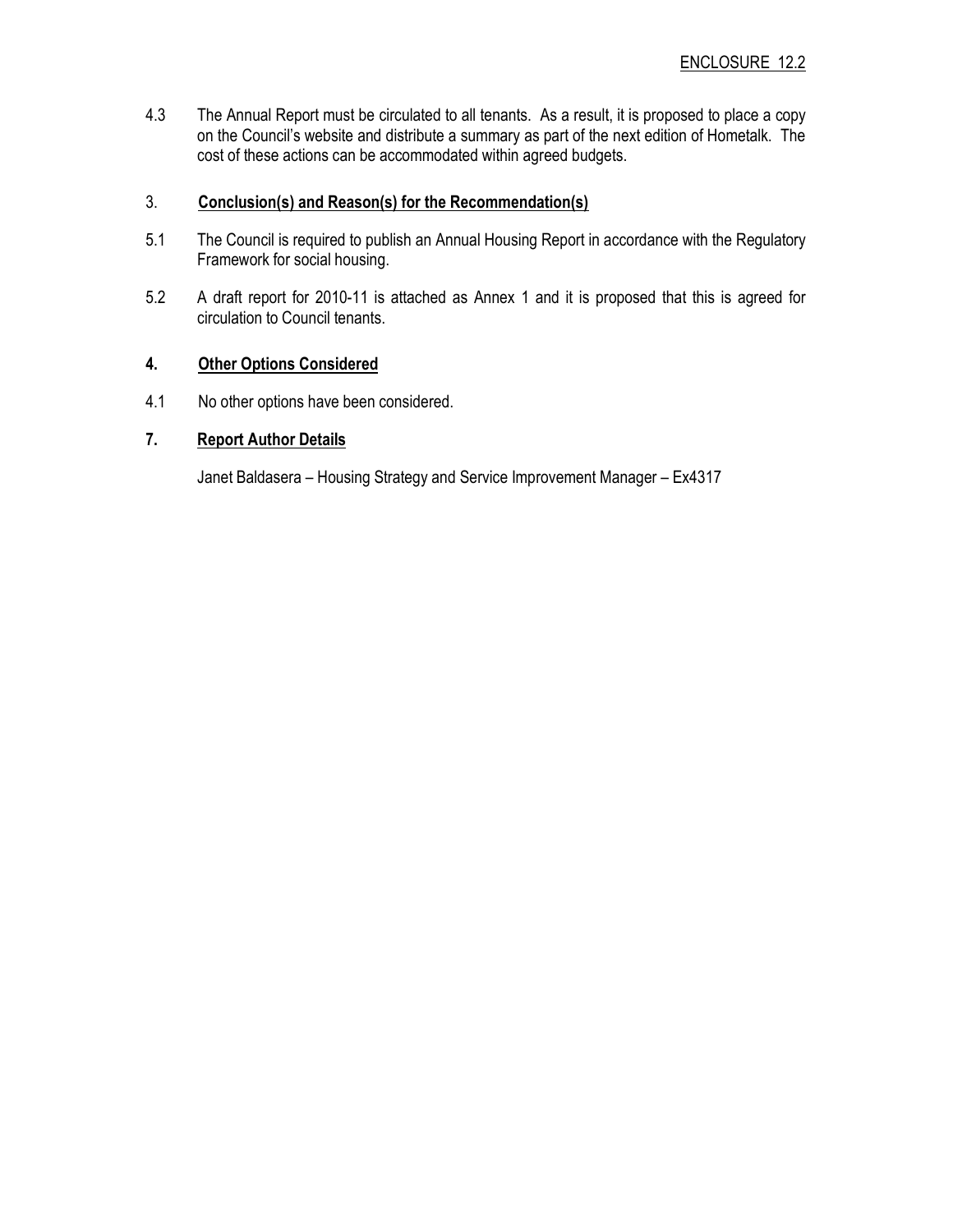ENCLOSURE 12.2

4.3 The Annual Report must be circulated to all tenants. As a result, it is proposed to place a copy on the Council's website and distribute a summary as part of the next edition of Hometalk. The cost of these actions can be accommodated within agreed budgets.

## 3. Conclusion(s) and Reason(s) for the Recommendation(s)

5.1 The Council is required to publish an Annual Housing Report in accordance with the Regulatory Framework for social housing.

5.2 A draft report for 2010-11 is attached as Annex 1 and it is proposed that this is agreed for circulation to Council tenants.

## 4. Other Options Considered

4.1 No other options have been considered.

## 7. Report Author Details

Janet Baldasera – Housing Strategy and Service Improvement Manager – Ex4317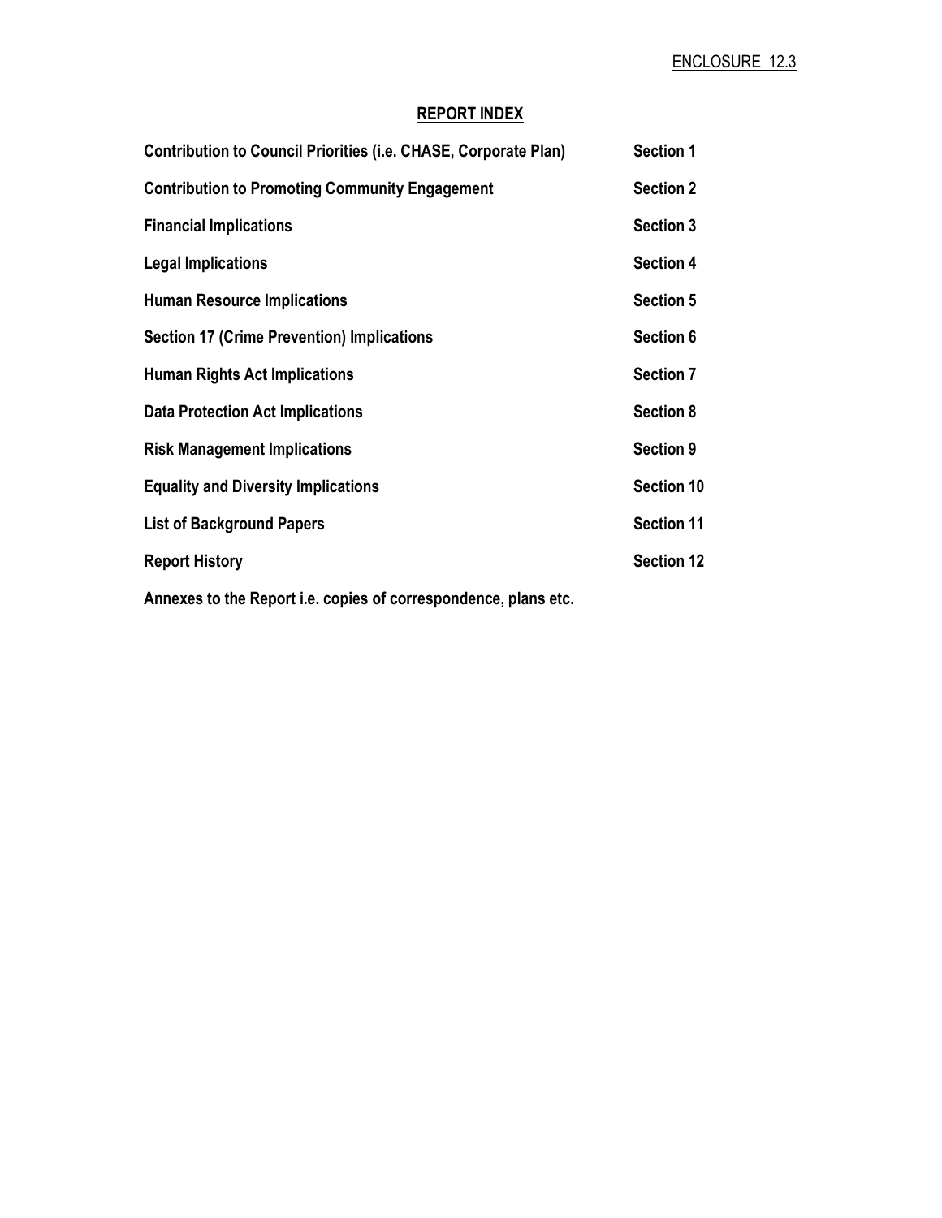ENCLOSURE 12.3

## REPORT INDEX

| | |
|---|---|
| **Contribution to Council Priorities (i.e. CHASE, Corporate Plan)** | **Section 1** |
| **Contribution to Promoting Community Engagement** | **Section 2** |
| **Financial Implications** | **Section 3** |
| **Legal Implications** | **Section 4** |
| **Human Resource Implications** | **Section 5** |
| **Section 17 (Crime Prevention) Implications** | **Section 6** |
| **Human Rights Act Implications** | **Section 7** |
| **Data Protection Act Implications** | **Section 8** |
| **Risk Management Implications** | **Section 9** |
| **Equality and Diversity Implications** | **Section 10** |
| **List of Background Papers** | **Section 11** |
| **Report History** | **Section 12** |

**Annexes to the Report i.e. copies of correspondence, plans etc.**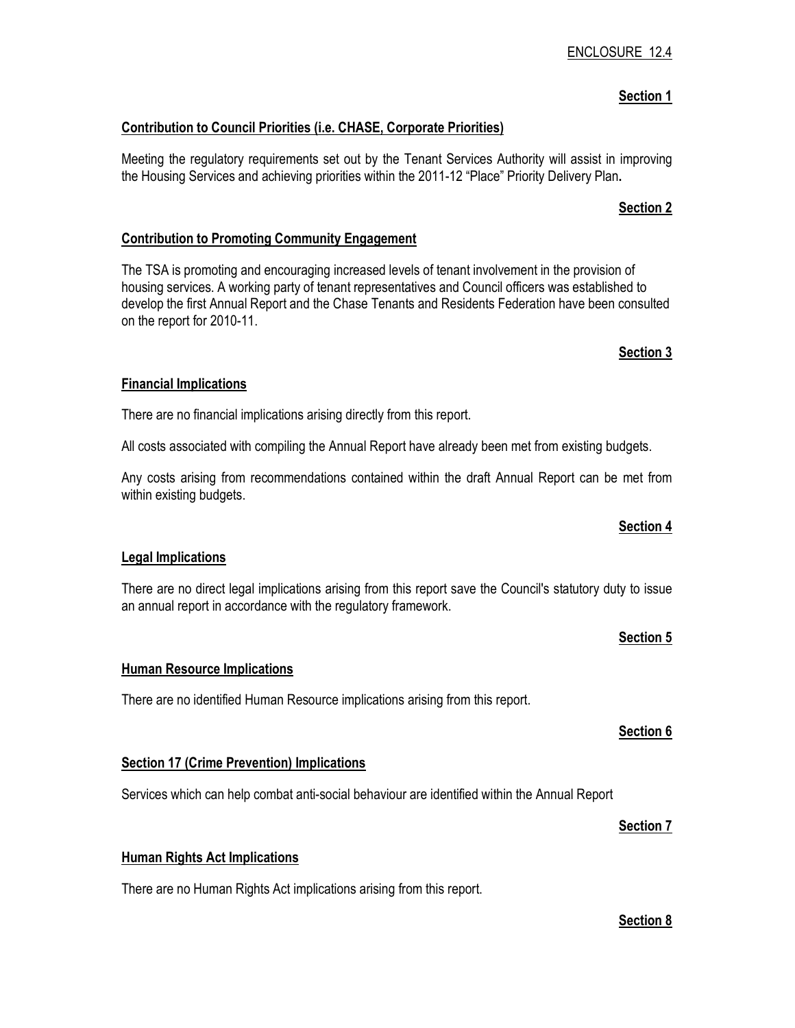ENCLOSURE 12.4

**Section 1**

**Contribution to Council Priorities (i.e. CHASE, Corporate Priorities)**

Meeting the regulatory requirements set out by the Tenant Services Authority will assist in improving the Housing Services and achieving priorities within the 2011-12 "Place" Priority Delivery Plan**.**

**Section 2**

**Contribution to Promoting Community Engagement**

The TSA is promoting and encouraging increased levels of tenant involvement in the provision of housing services. A working party of tenant representatives and Council officers was established to develop the first Annual Report and the Chase Tenants and Residents Federation have been consulted on the report for 2010-11.

**Section 3**

**Financial Implications**

There are no financial implications arising directly from this report.

All costs associated with compiling the Annual Report have already been met from existing budgets.

Any costs arising from recommendations contained within the draft Annual Report can be met from within existing budgets.

**Section 4**

**Legal Implications**

There are no direct legal implications arising from this report save the Council's statutory duty to issue an annual report in accordance with the regulatory framework.

**Section 5**

**Human Resource Implications**

There are no identified Human Resource implications arising from this report.

**Section 6**

**Section 17 (Crime Prevention) Implications**

Services which can help combat anti-social behaviour are identified within the Annual Report

**Section 7**

**Human Rights Act Implications**

There are no Human Rights Act implications arising from this report.

**Section 8**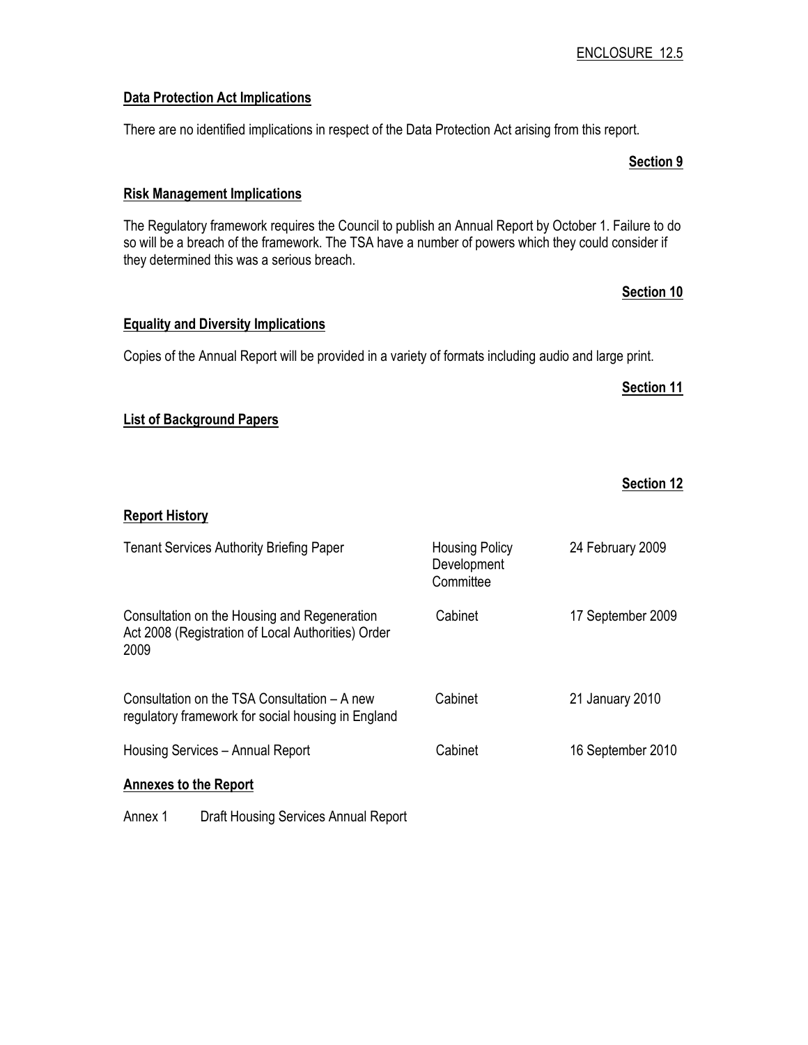ENCLOSURE 12.5

**Data Protection Act Implications**

There are no identified implications in respect of the Data Protection Act arising from this report.

**Section 9**

**Risk Management Implications**

The Regulatory framework requires the Council to publish an Annual Report by October 1. Failure to do so will be a breach of the framework. The TSA have a number of powers which they could consider if they determined this was a serious breach.

**Section 10**

**Equality and Diversity Implications**

Copies of the Annual Report will be provided in a variety of formats including audio and large print.

**Section 11**

**List of Background Papers**

**Section 12**

**Report History**

| | | |
|---|---|---|
| Tenant Services Authority Briefing Paper | Housing Policy Development Committee | 24 February 2009 |
| Consultation on the Housing and Regeneration Act 2008 (Registration of Local Authorities) Order 2009 | Cabinet | 17 September 2009 |
| Consultation on the TSA Consultation – A new regulatory framework for social housing in England | Cabinet | 21 January 2010 |
| Housing Services – Annual Report | Cabinet | 16 September 2010 |

**Annexes to the Report**

Annex 1 Draft Housing Services Annual Report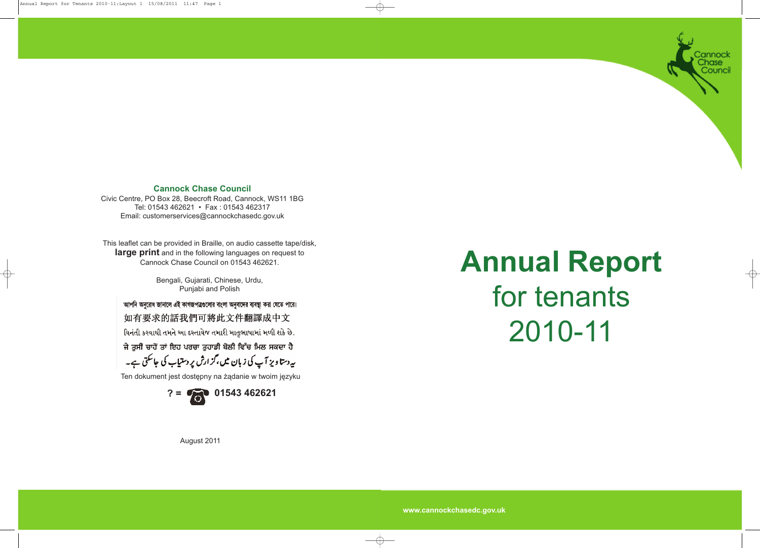# Annual Report

## for tenants 2010-11

**Cannock Chase Council**

Civic Centre, PO Box 28, Beecroft Road, Cannock, WS11 1BG
Tel: 01543 462621 • Fax : 01543 462317
Email: customerservices@cannockchasedc.gov.uk

This leaflet can be provided in Braille, on audio cassette tape/disk, **large print** and in the following languages on request to Cannock Chase Council on 01543 462621.

Bengali, Gujarati, Chinese, Urdu, Punjabi and Polish

আপনি অনুরোধ জানালে এই কাগজপত্রগুলোর বাংলা অনুবাদের ব্যবস্থা করা যেতে পারে।

如有要求的話我們可將此文件翻譯成中文

વિનંતી કરવાથી તમને આ દસ્તાવેજ તમારી માતૃભાષામાં મળી શકે છે.

ਜੇ ਤੁਸੀਂ ਚਾਹੋਂ ਤਾਂ ਇਹ ਪਰਚਾ ਤੁਹਾਡੀ ਬੋਲੀ ਵਿੱਚ ਮਿਲ ਸਕਦਾ ਹੈ

یہ دستاویز آپ کی زبان میں، گزارش پر دستیاب کی جاسکتی ہے۔

Ten dokument jest dostępny na żądanie w twoim języku

? = 01543 462621

August 2011

www.cannockchasedc.gov.uk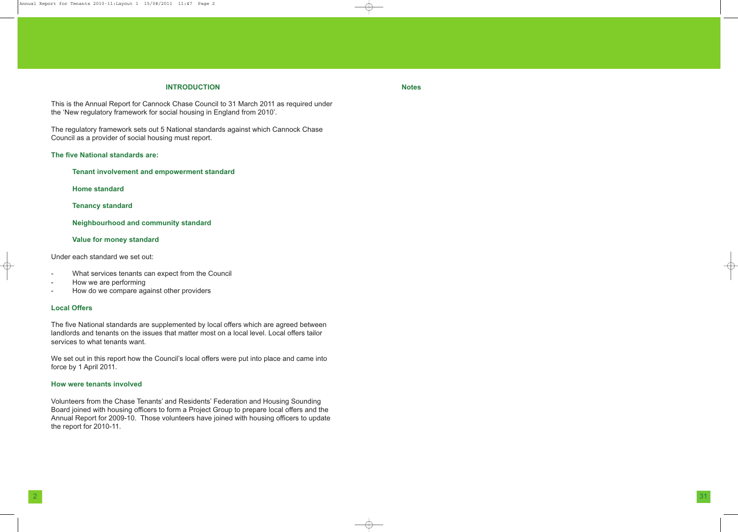## INTRODUCTION

This is the Annual Report for Cannock Chase Council to 31 March 2011 as required under the 'New regulatory framework for social housing in England from 2010'.

The regulatory framework sets out 5 National standards against which Cannock Chase Council as a provider of social housing must report.

**The five National standards are:**

**Tenant involvement and empowerment standard**

**Home standard**

**Tenancy standard**

**Neighbourhood and community standard**

**Value for money standard**

Under each standard we set out:

- What services tenants can expect from the Council
- How we are performing
- How do we compare against other providers

**Local Offers**

The five National standards are supplemented by local offers which are agreed between landlords and tenants on the issues that matter most on a local level. Local offers tailor services to what tenants want.

We set out in this report how the Council's local offers were put into place and came into force by 1 April 2011.

**How were tenants involved**

Volunteers from the Chase Tenants' and Residents' Federation and Housing Sounding Board joined with housing officers to form a Project Group to prepare local offers and the Annual Report for 2009-10. Those volunteers have joined with housing officers to update the report for 2010-11.

**Notes**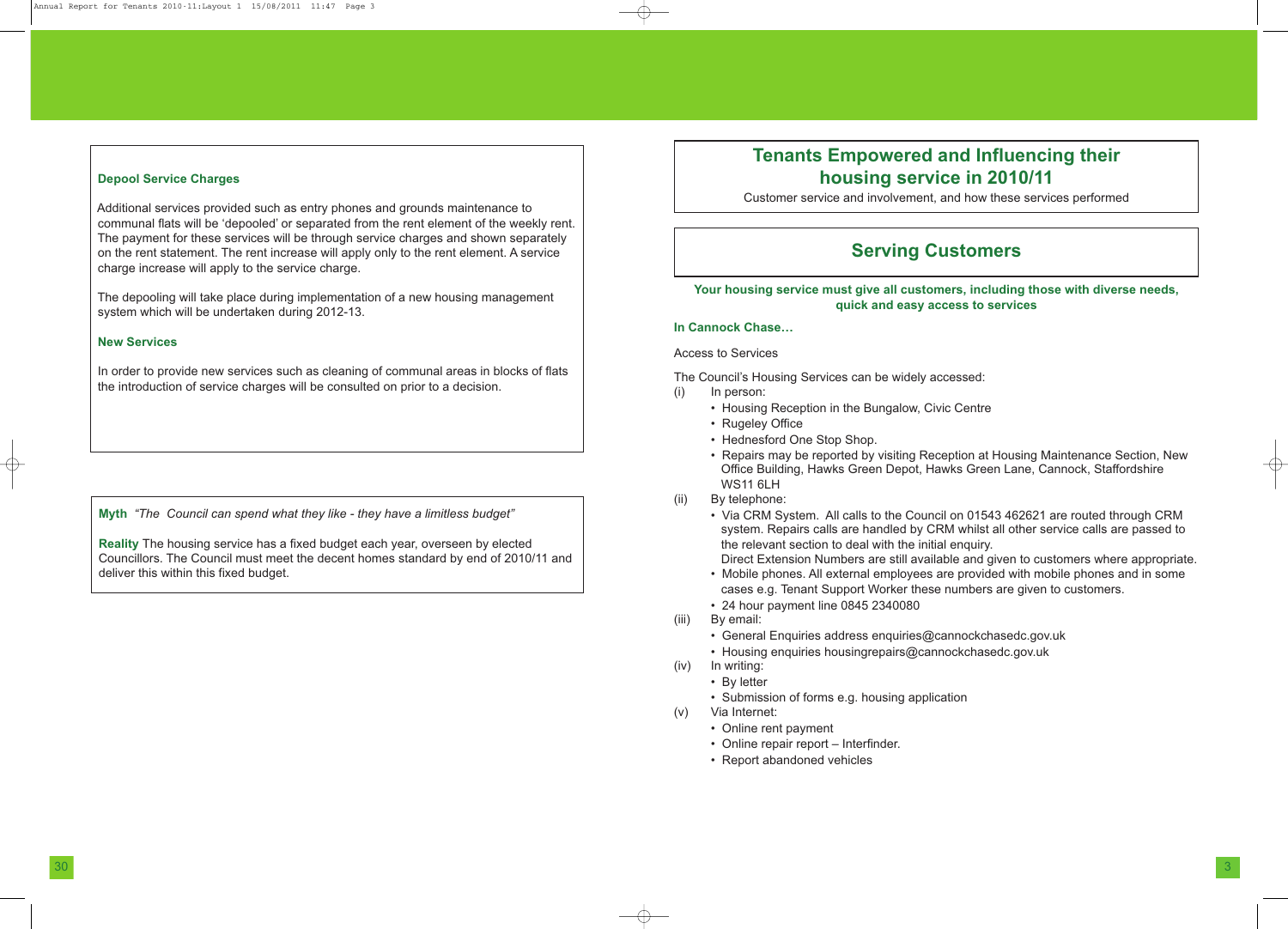### Depool Service Charges

Additional services provided such as entry phones and grounds maintenance to communal flats will be 'depooled' or separated from the rent element of the weekly rent. The payment for these services will be through service charges and shown separately on the rent statement. The rent increase will apply only to the rent element. A service charge increase will apply to the service charge.

The depooling will take place during implementation of a new housing management system which will be undertaken during 2012-13.

### New Services

In order to provide new services such as cleaning of communal areas in blocks of flats the introduction of service charges will be consulted on prior to a decision.

**Myth** *"The Council can spend what they like - they have a limitless budget"*

**Reality** The housing service has a fixed budget each year, overseen by elected Councillors. The Council must meet the decent homes standard by end of 2010/11 and deliver this within this fixed budget.

# Tenants Empowered and Influencing their housing service in 2010/11

Customer service and involvement, and how these services performed

## Serving Customers

**Your housing service must give all customers, including those with diverse needs, quick and easy access to services**

**In Cannock Chase…**

Access to Services

The Council's Housing Services can be widely accessed:

(i) In person:
- Housing Reception in the Bungalow, Civic Centre
- Rugeley Office
- Hednesford One Stop Shop.
- Repairs may be reported by visiting Reception at Housing Maintenance Section, New Office Building, Hawks Green Depot, Hawks Green Lane, Cannock, Staffordshire WS11 6LH

(ii) By telephone:
- Via CRM System. All calls to the Council on 01543 462621 are routed through CRM system. Repairs calls are handled by CRM whilst all other service calls are passed to the relevant section to deal with the initial enquiry.
  Direct Extension Numbers are still available and given to customers where appropriate.
- Mobile phones. All external employees are provided with mobile phones and in some cases e.g. Tenant Support Worker these numbers are given to customers.
- 24 hour payment line 0845 2340080

(iii) By email:
- General Enquiries address enquiries@cannockchasedc.gov.uk
- Housing enquiries housingrepairs@cannockchasedc.gov.uk

(iv) In writing:
- By letter
- Submission of forms e.g. housing application

(v) Via Internet:
- Online rent payment
- Online repair report – Interfinder.
- Report abandoned vehicles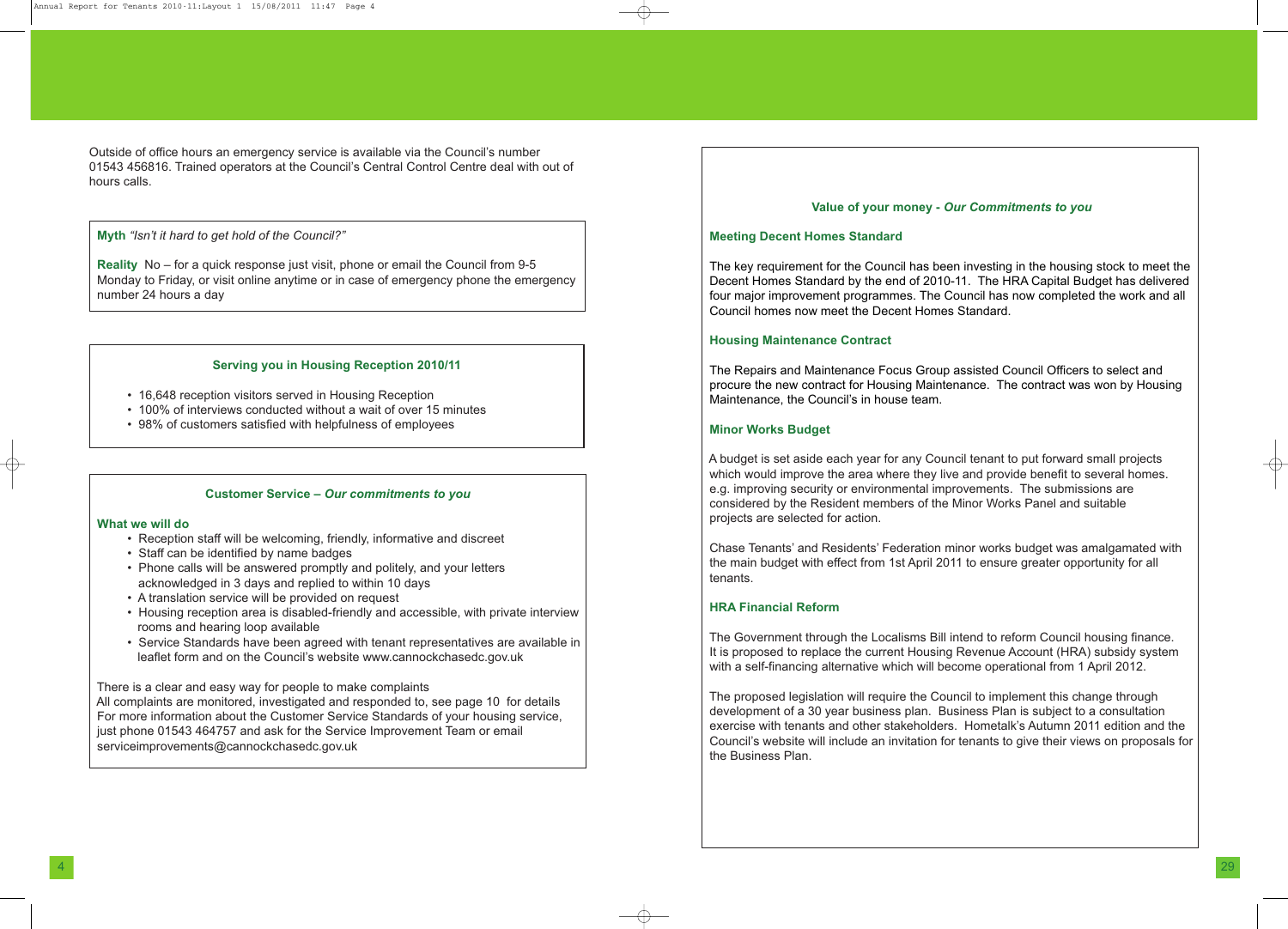Outside of office hours an emergency service is available via the Council's number 01543 456816. Trained operators at the Council's Central Control Centre deal with out of hours calls.

**Myth** *"Isn't it hard to get hold of the Council?"*

**Reality** No – for a quick response just visit, phone or email the Council from 9-5 Monday to Friday, or visit online anytime or in case of emergency phone the emergency number 24 hours a day

### Serving you in Housing Reception 2010/11

- 16,648 reception visitors served in Housing Reception
- 100% of interviews conducted without a wait of over 15 minutes
- 98% of customers satisfied with helpfulness of employees

### Customer Service – *Our commitments to you*

**What we will do**

- Reception staff will be welcoming, friendly, informative and discreet
- Staff can be identified by name badges
- Phone calls will be answered promptly and politely, and your letters acknowledged in 3 days and replied to within 10 days
- A translation service will be provided on request
- Housing reception area is disabled-friendly and accessible, with private interview rooms and hearing loop available
- Service Standards have been agreed with tenant representatives are available in leaflet form and on the Council's website www.cannockchasedc.gov.uk

There is a clear and easy way for people to make complaints
All complaints are monitored, investigated and responded to, see page 10 for details
For more information about the Customer Service Standards of your housing service, just phone 01543 464757 and ask for the Service Improvement Team or email serviceimprovements@cannockchasedc.gov.uk

### Value of your money - *Our Commitments to you*

**Meeting Decent Homes Standard**

The key requirement for the Council has been investing in the housing stock to meet the Decent Homes Standard by the end of 2010-11. The HRA Capital Budget has delivered four major improvement programmes. The Council has now completed the work and all Council homes now meet the Decent Homes Standard.

**Housing Maintenance Contract**

The Repairs and Maintenance Focus Group assisted Council Officers to select and procure the new contract for Housing Maintenance. The contract was won by Housing Maintenance, the Council's in house team.

**Minor Works Budget**

A budget is set aside each year for any Council tenant to put forward small projects which would improve the area where they live and provide benefit to several homes. e.g. improving security or environmental improvements. The submissions are considered by the Resident members of the Minor Works Panel and suitable projects are selected for action.

Chase Tenants' and Residents' Federation minor works budget was amalgamated with the main budget with effect from 1st April 2011 to ensure greater opportunity for all tenants.

**HRA Financial Reform**

The Government through the Localisms Bill intend to reform Council housing finance. It is proposed to replace the current Housing Revenue Account (HRA) subsidy system with a self-financing alternative which will become operational from 1 April 2012.

The proposed legislation will require the Council to implement this change through development of a 30 year business plan. Business Plan is subject to a consultation exercise with tenants and other stakeholders. Hometalk's Autumn 2011 edition and the Council's website will include an invitation for tenants to give their views on proposals for the Business Plan.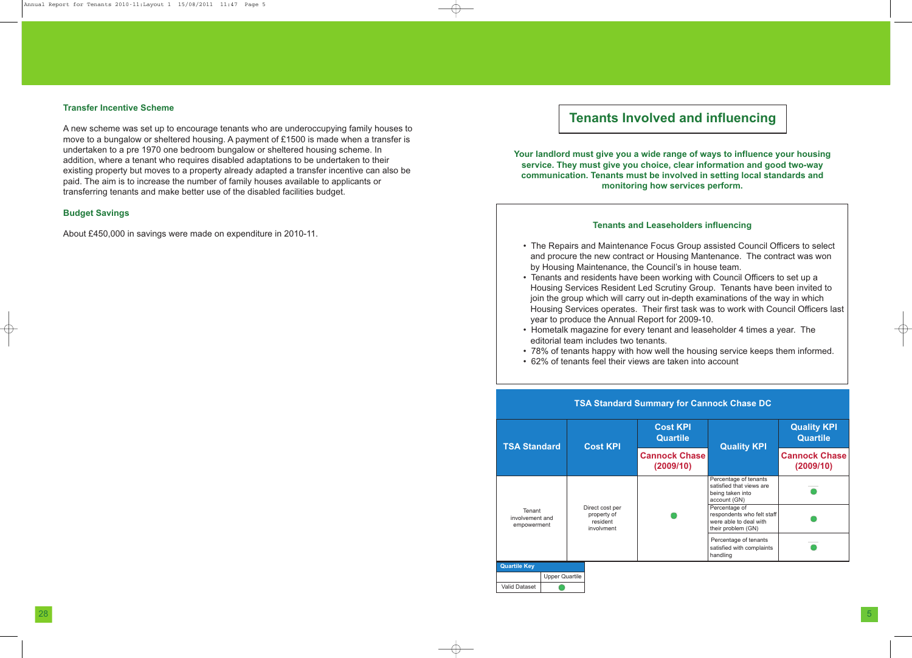### Transfer Incentive Scheme

A new scheme was set up to encourage tenants who are underoccupying family houses to move to a bungalow or sheltered housing. A payment of £1500 is made when a transfer is undertaken to a pre 1970 one bedroom bungalow or sheltered housing scheme. In addition, where a tenant who requires disabled adaptations to be undertaken to their existing property but moves to a property already adapted a transfer incentive can also be paid. The aim is to increase the number of family houses available to applicants or transferring tenants and make better use of the disabled facilities budget.

### Budget Savings

About £450,000 in savings were made on expenditure in 2010-11.

## Tenants Involved and influencing

**Your landlord must give you a wide range of ways to influence your housing service. They must give you choice, clear information and good two-way communication. Tenants must be involved in setting local standards and monitoring how services perform.**

### Tenants and Leaseholders influencing

- The Repairs and Maintenance Focus Group assisted Council Officers to select and procure the new contract or Housing Mantenance. The contract was won by Housing Maintenance, the Council's in house team.
- Tenants and residents have been working with Council Officers to set up a Housing Services Resident Led Scrutiny Group. Tenants have been invited to join the group which will carry out in-depth examinations of the way in which Housing Services operates. Their first task was to work with Council Officers last year to produce the Annual Report for 2009-10.
- Hometalk magazine for every tenant and leaseholder 4 times a year. The editorial team includes two tenants.
- 78% of tenants happy with how well the housing service keeps them informed.
- 62% of tenants feel their views are taken into account

### TSA Standard Summary for Cannock Chase DC

| TSA Standard | Cost KPI | Cost KPI Quartile<br>Cannock Chase (2009/10) | Quality KPI | Quality KPI Quartile<br>Cannock Chase (2009/10) |
|---|---|---|---|---|
| Tenant involvement and empowerment | Direct cost per property of resident involvment | ● | Percentage of tenants satisfied that views are being taken into account (GN) | ● |
| | | | Percentage of respondents who felt staff were able to deal with their problem (GN) | ● |
| | | | Percentage of tenants satisfied with complaints handling | ● |

| Quartile Key | |
|---|---|
| | Upper Quartile |
| Valid Dataset | ● |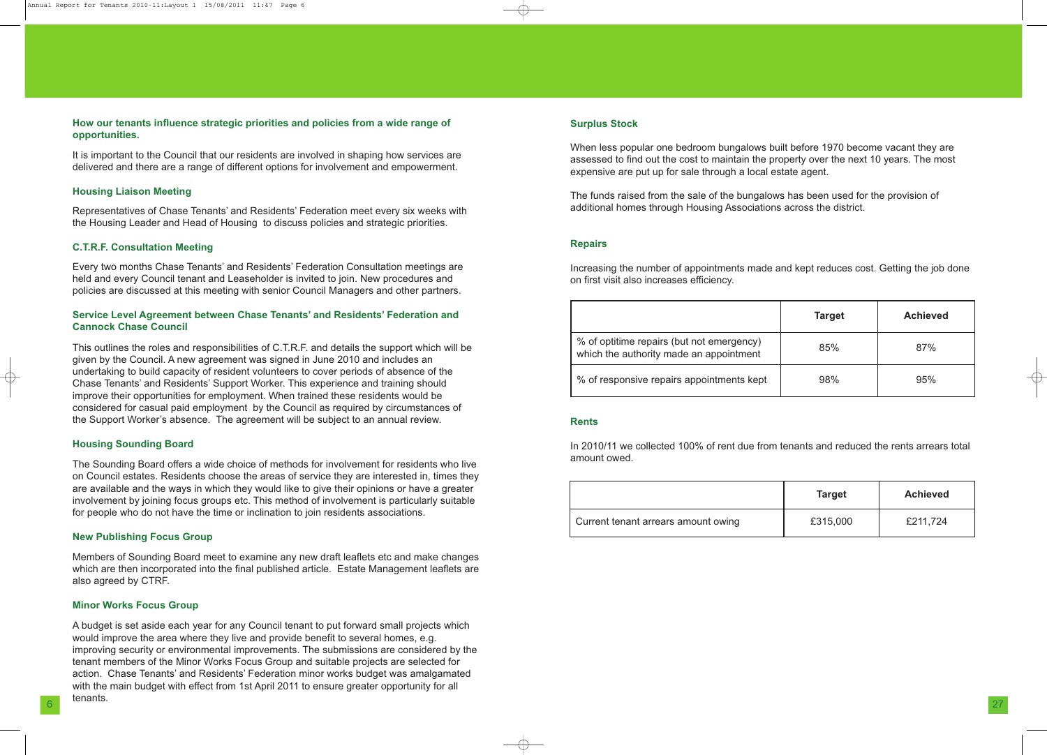### How our tenants influence strategic priorities and policies from a wide range of opportunities.

It is important to the Council that our residents are involved in shaping how services are delivered and there are a range of different options for involvement and empowerment.

#### Housing Liaison Meeting

Representatives of Chase Tenants' and Residents' Federation meet every six weeks with the Housing Leader and Head of Housing to discuss policies and strategic priorities.

#### C.T.R.F. Consultation Meeting

Every two months Chase Tenants' and Residents' Federation Consultation meetings are held and every Council tenant and Leaseholder is invited to join. New procedures and policies are discussed at this meeting with senior Council Managers and other partners.

#### Service Level Agreement between Chase Tenants' and Residents' Federation and Cannock Chase Council

This outlines the roles and responsibilities of C.T.R.F. and details the support which will be given by the Council. A new agreement was signed in June 2010 and includes an undertaking to build capacity of resident volunteers to cover periods of absence of the Chase Tenants' and Residents' Support Worker. This experience and training should improve their opportunities for employment. When trained these residents would be considered for casual paid employment by the Council as required by circumstances of the Support Worker's absence. The agreement will be subject to an annual review.

#### Housing Sounding Board

The Sounding Board offers a wide choice of methods for involvement for residents who live on Council estates. Residents choose the areas of service they are interested in, times they are available and the ways in which they would like to give their opinions or have a greater involvement by joining focus groups etc. This method of involvement is particularly suitable for people who do not have the time or inclination to join residents associations.

#### New Publishing Focus Group

Members of Sounding Board meet to examine any new draft leaflets etc and make changes which are then incorporated into the final published article. Estate Management leaflets are also agreed by CTRF.

#### Minor Works Focus Group

A budget is set aside each year for any Council tenant to put forward small projects which would improve the area where they live and provide benefit to several homes, e.g. improving security or environmental improvements. The submissions are considered by the tenant members of the Minor Works Focus Group and suitable projects are selected for action. Chase Tenants' and Residents' Federation minor works budget was amalgamated with the main budget with effect from 1st April 2011 to ensure greater opportunity for all tenants.

#### Surplus Stock

When less popular one bedroom bungalows built before 1970 become vacant they are assessed to find out the cost to maintain the property over the next 10 years. The most expensive are put up for sale through a local estate agent.

The funds raised from the sale of the bungalows has been used for the provision of additional homes through Housing Associations across the district.

#### Repairs

Increasing the number of appointments made and kept reduces cost. Getting the job done on first visit also increases efficiency.

| | Target | Achieved |
|---|---|---|
| % of optitime repairs (but not emergency) which the authority made an appointment | 85% | 87% |
| % of responsive repairs appointments kept | 98% | 95% |

#### Rents

In 2010/11 we collected 100% of rent due from tenants and reduced the rents arrears total amount owed.

| | Target | Achieved |
|---|---|---|
| Current tenant arrears amount owing | £315,000 | £211,724 |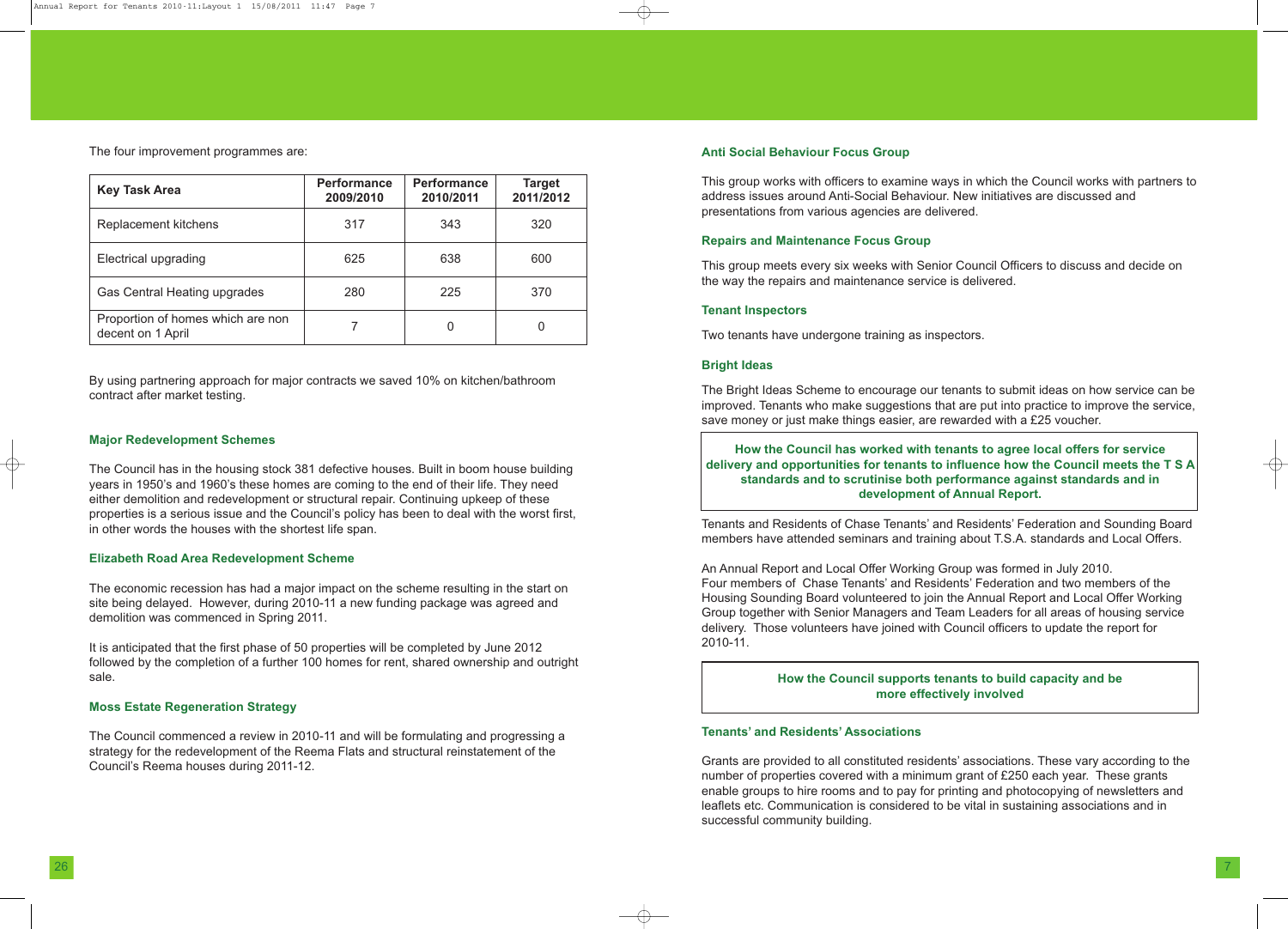The four improvement programmes are:

| Key Task Area | Performance 2009/2010 | Performance 2010/2011 | Target 2011/2012 |
|---|---|---|---|
| Replacement kitchens | 317 | 343 | 320 |
| Electrical upgrading | 625 | 638 | 600 |
| Gas Central Heating upgrades | 280 | 225 | 370 |
| Proportion of homes which are non decent on 1 April | 7 | 0 | 0 |

By using partnering approach for major contracts we saved 10% on kitchen/bathroom contract after market testing.

### Major Redevelopment Schemes

The Council has in the housing stock 381 defective houses. Built in boom house building years in 1950's and 1960's these homes are coming to the end of their life. They need either demolition and redevelopment or structural repair. Continuing upkeep of these properties is a serious issue and the Council's policy has been to deal with the worst first, in other words the houses with the shortest life span.

### Elizabeth Road Area Redevelopment Scheme

The economic recession has had a major impact on the scheme resulting in the start on site being delayed. However, during 2010-11 a new funding package was agreed and demolition was commenced in Spring 2011.

It is anticipated that the first phase of 50 properties will be completed by June 2012 followed by the completion of a further 100 homes for rent, shared ownership and outright sale.

### Moss Estate Regeneration Strategy

The Council commenced a review in 2010-11 and will be formulating and progressing a strategy for the redevelopment of the Reema Flats and structural reinstatement of the Council's Reema houses during 2011-12.

### Anti Social Behaviour Focus Group

This group works with officers to examine ways in which the Council works with partners to address issues around Anti-Social Behaviour. New initiatives are discussed and presentations from various agencies are delivered.

### Repairs and Maintenance Focus Group

This group meets every six weeks with Senior Council Officers to discuss and decide on the way the repairs and maintenance service is delivered.

### Tenant Inspectors

Two tenants have undergone training as inspectors.

### Bright Ideas

The Bright Ideas Scheme to encourage our tenants to submit ideas on how service can be improved. Tenants who make suggestions that are put into practice to improve the service, save money or just make things easier, are rewarded with a £25 voucher.

## How the Council has worked with tenants to agree local offers for service delivery and opportunities for tenants to influence how the Council meets the T S A standards and to scrutinise both performance against standards and in development of Annual Report.

Tenants and Residents of Chase Tenants' and Residents' Federation and Sounding Board members have attended seminars and training about T.S.A. standards and Local Offers.

An Annual Report and Local Offer Working Group was formed in July 2010. Four members of Chase Tenants' and Residents' Federation and two members of the Housing Sounding Board volunteered to join the Annual Report and Local Offer Working Group together with Senior Managers and Team Leaders for all areas of housing service delivery. Those volunteers have joined with Council officers to update the report for 2010-11.

## How the Council supports tenants to build capacity and be more effectively involved

### Tenants' and Residents' Associations

Grants are provided to all constituted residents' associations. These vary according to the number of properties covered with a minimum grant of £250 each year. These grants enable groups to hire rooms and to pay for printing and photocopying of newsletters and leaflets etc. Communication is considered to be vital in sustaining associations and in successful community building.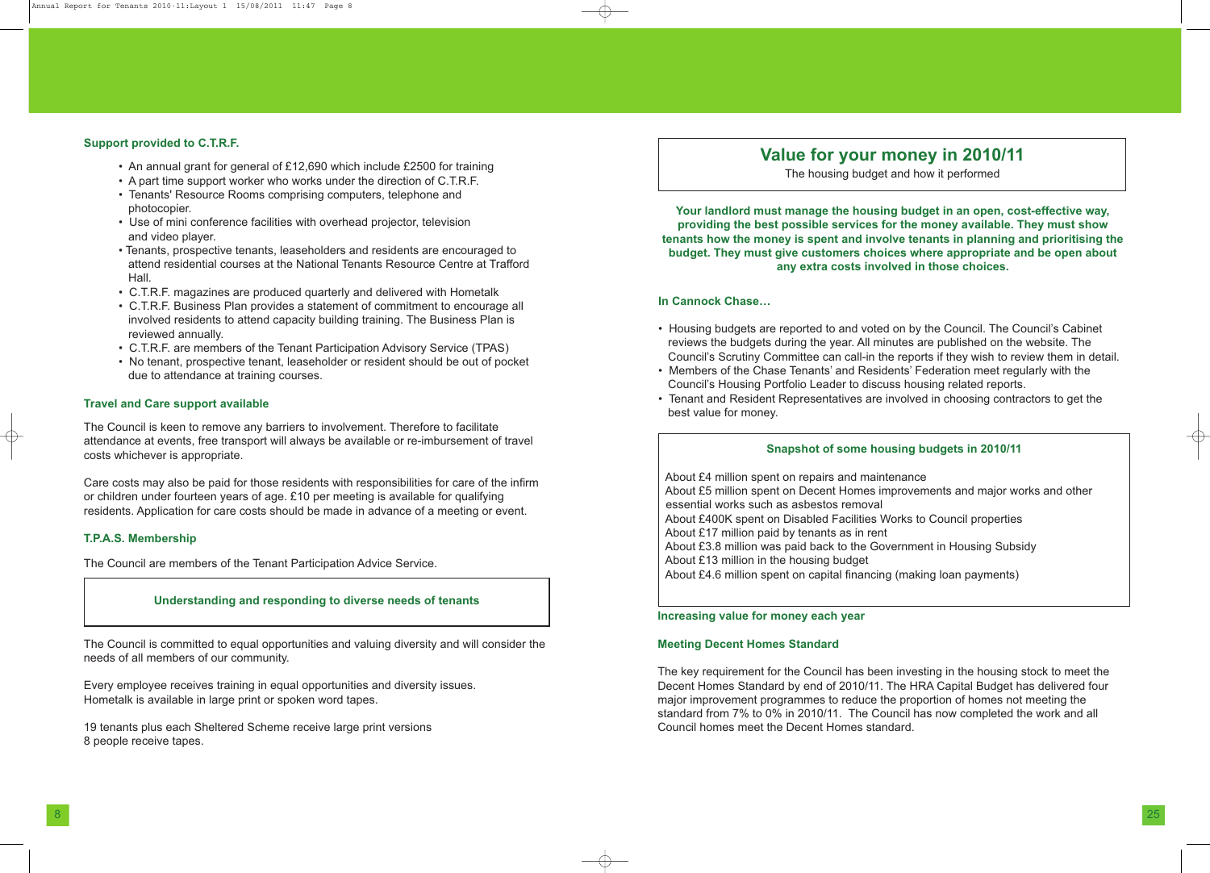### Support provided to C.T.R.F.

- An annual grant for general of £12,690 which include £2500 for training
- A part time support worker who works under the direction of C.T.R.F.
- Tenants' Resource Rooms comprising computers, telephone and photocopier.
- Use of mini conference facilities with overhead projector, television and video player.
- Tenants, prospective tenants, leaseholders and residents are encouraged to attend residential courses at the National Tenants Resource Centre at Trafford Hall.
- C.T.R.F. magazines are produced quarterly and delivered with Hometalk
- C.T.R.F. Business Plan provides a statement of commitment to encourage all involved residents to attend capacity building training. The Business Plan is reviewed annually.
- C.T.R.F. are members of the Tenant Participation Advisory Service (TPAS)
- No tenant, prospective tenant, leaseholder or resident should be out of pocket due to attendance at training courses.

### Travel and Care support available

The Council is keen to remove any barriers to involvement. Therefore to facilitate attendance at events, free transport will always be available or re-imbursement of travel costs whichever is appropriate.

Care costs may also be paid for those residents with responsibilities for care of the infirm or children under fourteen years of age. £10 per meeting is available for qualifying residents. Application for care costs should be made in advance of a meeting or event.

### T.P.A.S. Membership

The Council are members of the Tenant Participation Advice Service.

### Understanding and responding to diverse needs of tenants

The Council is committed to equal opportunities and valuing diversity and will consider the needs of all members of our community.

Every employee receives training in equal opportunities and diversity issues.
Hometalk is available in large print or spoken word tapes.

19 tenants plus each Sheltered Scheme receive large print versions
8 people receive tapes.

## Value for your money in 2010/11

The housing budget and how it performed

**Your landlord must manage the housing budget in an open, cost-effective way, providing the best possible services for the money available. They must show tenants how the money is spent and involve tenants in planning and prioritising the budget. They must give customers choices where appropriate and be open about any extra costs involved in those choices.**

### In Cannock Chase…

- Housing budgets are reported to and voted on by the Council. The Council's Cabinet reviews the budgets during the year. All minutes are published on the website. The Council's Scrutiny Committee can call-in the reports if they wish to review them in detail.
- Members of the Chase Tenants' and Residents' Federation meet regularly with the Council's Housing Portfolio Leader to discuss housing related reports.
- Tenant and Resident Representatives are involved in choosing contractors to get the best value for money.

### Snapshot of some housing budgets in 2010/11

About £4 million spent on repairs and maintenance
About £5 million spent on Decent Homes improvements and major works and other essential works such as asbestos removal
About £400K spent on Disabled Facilities Works to Council properties
About £17 million paid by tenants as in rent
About £3.8 million was paid back to the Government in Housing Subsidy
About £13 million in the housing budget
About £4.6 million spent on capital financing (making loan payments)

### Increasing value for money each year

### Meeting Decent Homes Standard

The key requirement for the Council has been investing in the housing stock to meet the Decent Homes Standard by end of 2010/11. The HRA Capital Budget has delivered four major improvement programmes to reduce the proportion of homes not meeting the standard from 7% to 0% in 2010/11. The Council has now completed the work and all Council homes meet the Decent Homes standard.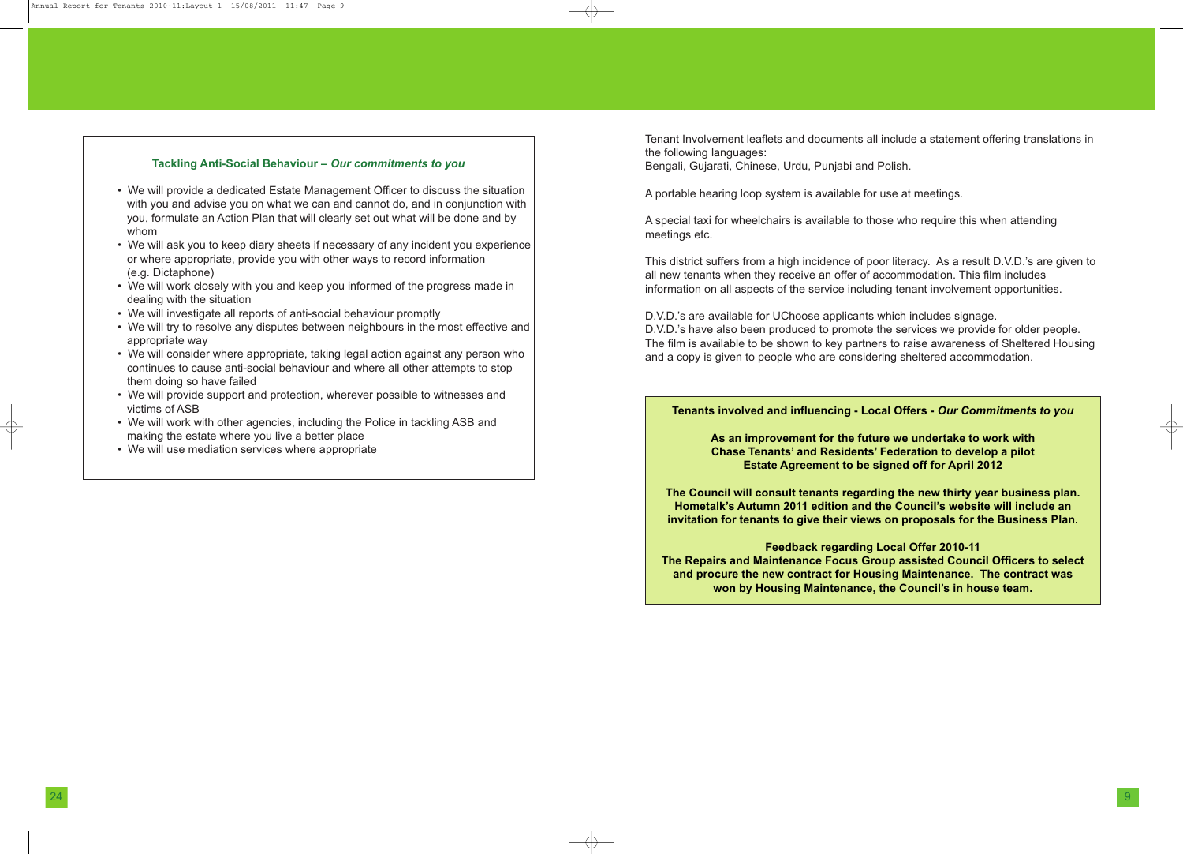### Tackling Anti-Social Behaviour – *Our commitments to you*

- We will provide a dedicated Estate Management Officer to discuss the situation with you and advise you on what we can and cannot do, and in conjunction with you, formulate an Action Plan that will clearly set out what will be done and by whom
- We will ask you to keep diary sheets if necessary of any incident you experience or where appropriate, provide you with other ways to record information (e.g. Dictaphone)
- We will work closely with you and keep you informed of the progress made in dealing with the situation
- We will investigate all reports of anti-social behaviour promptly
- We will try to resolve any disputes between neighbours in the most effective and appropriate way
- We will consider where appropriate, taking legal action against any person who continues to cause anti-social behaviour and where all other attempts to stop them doing so have failed
- We will provide support and protection, wherever possible to witnesses and victims of ASB
- We will work with other agencies, including the Police in tackling ASB and making the estate where you live a better place
- We will use mediation services where appropriate

Tenant Involvement leaflets and documents all include a statement offering translations in the following languages:
Bengali, Gujarati, Chinese, Urdu, Punjabi and Polish.

A portable hearing loop system is available for use at meetings.

A special taxi for wheelchairs is available to those who require this when attending meetings etc.

This district suffers from a high incidence of poor literacy. As a result D.V.D.'s are given to all new tenants when they receive an offer of accommodation. This film includes information on all aspects of the service including tenant involvement opportunities.

D.V.D.'s are available for UChoose applicants which includes signage.
D.V.D.'s have also been produced to promote the services we provide for older people. The film is available to be shown to key partners to raise awareness of Sheltered Housing and a copy is given to people who are considering sheltered accommodation.

### Tenants involved and influencing - Local Offers - *Our Commitments to you*

**As an improvement for the future we undertake to work with Chase Tenants' and Residents' Federation to develop a pilot Estate Agreement to be signed off for April 2012**

**The Council will consult tenants regarding the new thirty year business plan. Hometalk's Autumn 2011 edition and the Council's website will include an invitation for tenants to give their views on proposals for the Business Plan.**

**Feedback regarding Local Offer 2010-11**
**The Repairs and Maintenance Focus Group assisted Council Officers to select and procure the new contract for Housing Maintenance. The contract was won by Housing Maintenance, the Council's in house team.**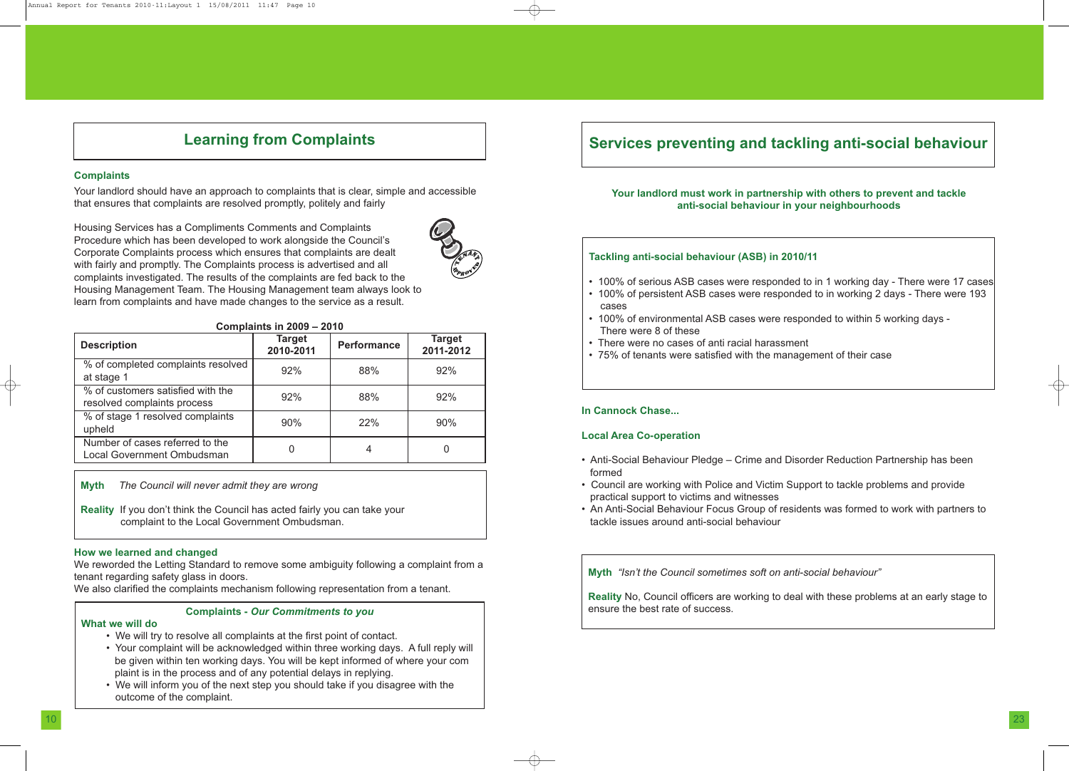## Learning from Complaints

**Complaints**

Your landlord should have an approach to complaints that is clear, simple and accessible that ensures that complaints are resolved promptly, politely and fairly

Housing Services has a Compliments Comments and Complaints Procedure which has been developed to work alongside the Council's Corporate Complaints process which ensures that complaints are dealt with fairly and promptly. The Complaints process is advertised and all complaints investigated. The results of the complaints are fed back to the Housing Management Team. The Housing Management team always look to learn from complaints and have made changes to the service as a result.

**Complaints in 2009 – 2010**

| Description | Target 2010-2011 | Performance | Target 2011-2012 |
|---|---|---|---|
| % of completed complaints resolved at stage 1 | 92% | 88% | 92% |
| % of customers satisfied with the resolved complaints process | 92% | 88% | 92% |
| % of stage 1 resolved complaints upheld | 90% | 22% | 90% |
| Number of cases referred to the Local Government Ombudsman | 0 | 4 | 0 |

**Myth** *The Council will never admit they are wrong*

**Reality** If you don't think the Council has acted fairly you can take your complaint to the Local Government Ombudsman.

**How we learned and changed**

We reworded the Letting Standard to remove some ambiguity following a complaint from a tenant regarding safety glass in doors.

We also clarified the complaints mechanism following representation from a tenant.

**Complaints - *Our Commitments to you***

**What we will do**

- We will try to resolve all complaints at the first point of contact.
- Your complaint will be acknowledged within three working days. A full reply will be given within ten working days. You will be kept informed of where your com plaint is in the process and of any potential delays in replying.
- We will inform you of the next step you should take if you disagree with the outcome of the complaint.

## Services preventing and tackling anti-social behaviour

**Your landlord must work in partnership with others to prevent and tackle anti-social behaviour in your neighbourhoods**

**Tackling anti-social behaviour (ASB) in 2010/11**

- 100% of serious ASB cases were responded to in 1 working day - There were 17 cases
- 100% of persistent ASB cases were responded to in working 2 days - There were 193 cases
- 100% of environmental ASB cases were responded to within 5 working days - There were 8 of these
- There were no cases of anti racial harassment
- 75% of tenants were satisfied with the management of their case

**In Cannock Chase...**

**Local Area Co-operation**

- Anti-Social Behaviour Pledge – Crime and Disorder Reduction Partnership has been formed
- Council are working with Police and Victim Support to tackle problems and provide practical support to victims and witnesses
- An Anti-Social Behaviour Focus Group of residents was formed to work with partners to tackle issues around anti-social behaviour

**Myth** *"Isn't the Council sometimes soft on anti-social behaviour"*

**Reality** No, Council officers are working to deal with these problems at an early stage to ensure the best rate of success.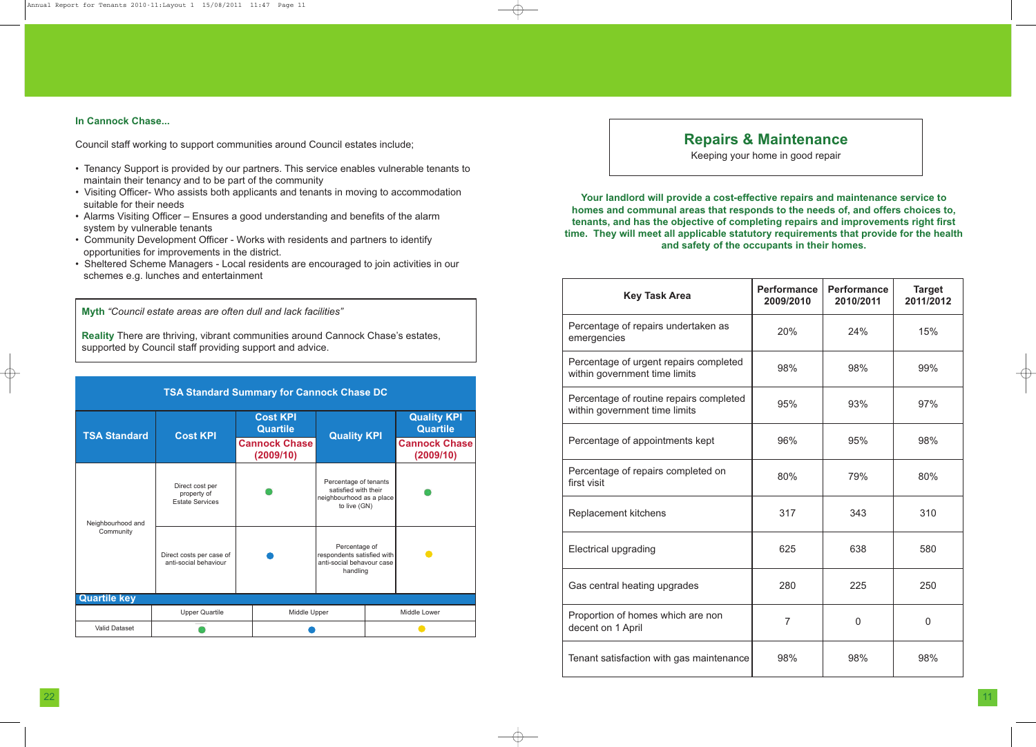### In Cannock Chase...

Council staff working to support communities around Council estates include;

- Tenancy Support is provided by our partners. This service enables vulnerable tenants to maintain their tenancy and to be part of the community
- Visiting Officer- Who assists both applicants and tenants in moving to accommodation suitable for their needs
- Alarms Visiting Officer – Ensures a good understanding and benefits of the alarm system by vulnerable tenants
- Community Development Officer - Works with residents and partners to identify opportunities for improvements in the district.
- Sheltered Scheme Managers - Local residents are encouraged to join activities in our schemes e.g. lunches and entertainment

**Myth** *"Council estate areas are often dull and lack facilities"*

**Reality** There are thriving, vibrant communities around Cannock Chase's estates, supported by Council staff providing support and advice.

**TSA Standard Summary for Cannock Chase DC**

| TSA Standard | Cost KPI | Cost KPI Quartile Cannock Chase (2009/10) | Quality KPI | Quality KPI Quartile Cannock Chase (2009/10) |
|---|---|---|---|---|
| Neighbourhood and Community | Direct cost per property of Estate Services | ● (green) | Percentage of tenants satisfied with their neighbourhood as a place to live (GN) | ● (green) |
| | Direct costs per case of anti-social behaviour | ● (blue) | Percentage of respondents satisfied with anti-social behavour case handling | ● (yellow) |

**Quartile key**

| | Upper Quartile | Middle Upper | Middle Lower |
|---|---|---|---|
| Valid Dataset | ● (green) | ● (blue) | ● (yellow) |

## Repairs & Maintenance

Keeping your home in good repair

**Your landlord will provide a cost-effective repairs and maintenance service to homes and communal areas that responds to the needs of, and offers choices to, tenants, and has the objective of completing repairs and improvements right first time. They will meet all applicable statutory requirements that provide for the health and safety of the occupants in their homes.**

| Key Task Area | Performance 2009/2010 | Performance 2010/2011 | Target 2011/2012 |
|---|---|---|---|
| Percentage of repairs undertaken as emergencies | 20% | 24% | 15% |
| Percentage of urgent repairs completed within government time limits | 98% | 98% | 99% |
| Percentage of routine repairs completed within government time limits | 95% | 93% | 97% |
| Percentage of appointments kept | 96% | 95% | 98% |
| Percentage of repairs completed on first visit | 80% | 79% | 80% |
| Replacement kitchens | 317 | 343 | 310 |
| Electrical upgrading | 625 | 638 | 580 |
| Gas central heating upgrades | 280 | 225 | 250 |
| Proportion of homes which are non decent on 1 April | 7 | 0 | 0 |
| Tenant satisfaction with gas maintenance | 98% | 98% | 98% |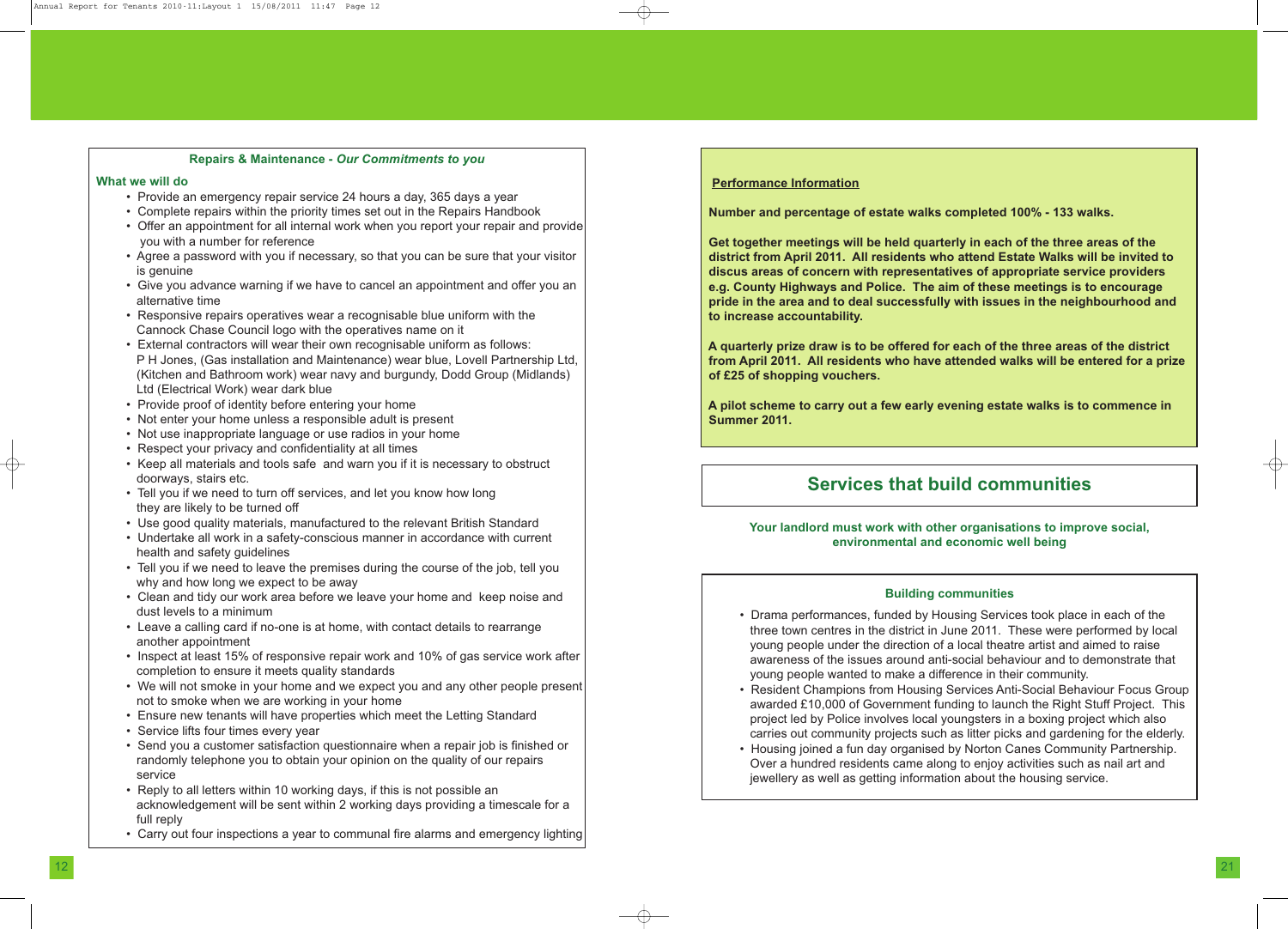### Repairs & Maintenance - *Our Commitments to you*

**What we will do**

- Provide an emergency repair service 24 hours a day, 365 days a year
- Complete repairs within the priority times set out in the Repairs Handbook
- Offer an appointment for all internal work when you report your repair and provide you with a number for reference
- Agree a password with you if necessary, so that you can be sure that your visitor is genuine
- Give you advance warning if we have to cancel an appointment and offer you an alternative time
- Responsive repairs operatives wear a recognisable blue uniform with the Cannock Chase Council logo with the operatives name on it
- External contractors will wear their own recognisable uniform as follows: P H Jones, (Gas installation and Maintenance) wear blue, Lovell Partnership Ltd, (Kitchen and Bathroom work) wear navy and burgundy, Dodd Group (Midlands) Ltd (Electrical Work) wear dark blue
- Provide proof of identity before entering your home
- Not enter your home unless a responsible adult is present
- Not use inappropriate language or use radios in your home
- Respect your privacy and confidentiality at all times
- Keep all materials and tools safe and warn you if it is necessary to obstruct doorways, stairs etc.
- Tell you if we need to turn off services, and let you know how long they are likely to be turned off
- Use good quality materials, manufactured to the relevant British Standard
- Undertake all work in a safety-conscious manner in accordance with current health and safety guidelines
- Tell you if we need to leave the premises during the course of the job, tell you why and how long we expect to be away
- Clean and tidy our work area before we leave your home and keep noise and dust levels to a minimum
- Leave a calling card if no-one is at home, with contact details to rearrange another appointment
- Inspect at least 15% of responsive repair work and 10% of gas service work after completion to ensure it meets quality standards
- We will not smoke in your home and we expect you and any other people present not to smoke when we are working in your home
- Ensure new tenants will have properties which meet the Letting Standard
- Service lifts four times every year
- Send you a customer satisfaction questionnaire when a repair job is finished or randomly telephone you to obtain your opinion on the quality of our repairs service
- Reply to all letters within 10 working days, if this is not possible an acknowledgement will be sent within 2 working days providing a timescale for a full reply
- Carry out four inspections a year to communal fire alarms and emergency lighting

**Performance Information**

**Number and percentage of estate walks completed 100% - 133 walks.**

**Get together meetings will be held quarterly in each of the three areas of the district from April 2011. All residents who attend Estate Walks will be invited to discus areas of concern with representatives of appropriate service providers e.g. County Highways and Police. The aim of these meetings is to encourage pride in the area and to deal successfully with issues in the neighbourhood and to increase accountability.**

**A quarterly prize draw is to be offered for each of the three areas of the district from April 2011. All residents who have attended walks will be entered for a prize of £25 of shopping vouchers.**

**A pilot scheme to carry out a few early evening estate walks is to commence in Summer 2011.**

## Services that build communities

**Your landlord must work with other organisations to improve social, environmental and economic well being**

### Building communities

- Drama performances, funded by Housing Services took place in each of the three town centres in the district in June 2011. These were performed by local young people under the direction of a local theatre artist and aimed to raise awareness of the issues around anti-social behaviour and to demonstrate that young people wanted to make a difference in their community.
- Resident Champions from Housing Services Anti-Social Behaviour Focus Group awarded £10,000 of Government funding to launch the Right Stuff Project. This project led by Police involves local youngsters in a boxing project which also carries out community projects such as litter picks and gardening for the elderly.
- Housing joined a fun day organised by Norton Canes Community Partnership. Over a hundred residents came along to enjoy activities such as nail art and jewellery as well as getting information about the housing service.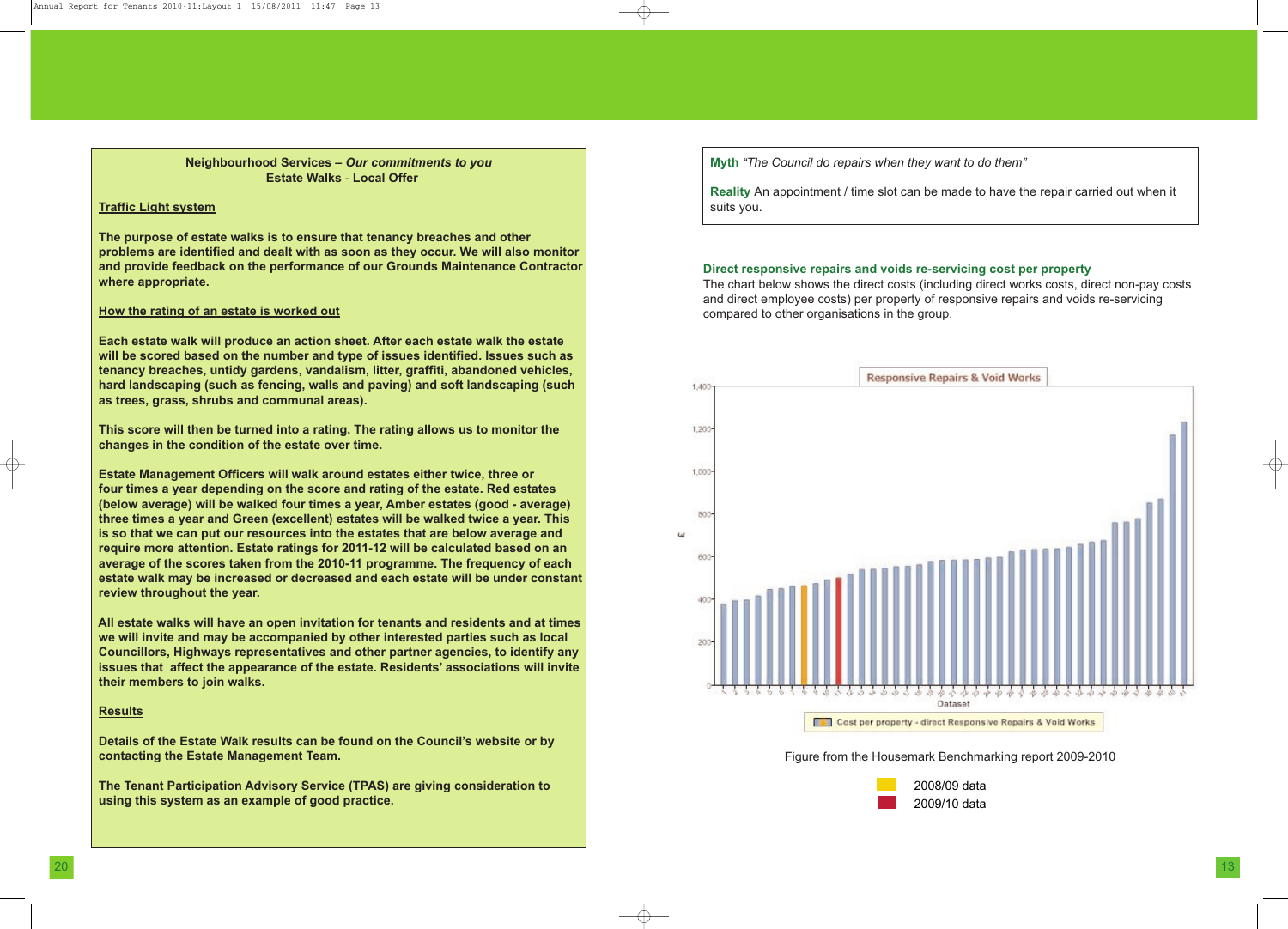**Neighbourhood Services – *Our commitments to you***
**Estate Walks - Local Offer**

**Traffic Light system**

**The purpose of estate walks is to ensure that tenancy breaches and other problems are identified and dealt with as soon as they occur. We will also monitor and provide feedback on the performance of our Grounds Maintenance Contractor where appropriate.**

**How the rating of an estate is worked out**

**Each estate walk will produce an action sheet. After each estate walk the estate will be scored based on the number and type of issues identified. Issues such as tenancy breaches, untidy gardens, vandalism, litter, graffiti, abandoned vehicles, hard landscaping (such as fencing, walls and paving) and soft landscaping (such as trees, grass, shrubs and communal areas).**

**This score will then be turned into a rating. The rating allows us to monitor the changes in the condition of the estate over time.**

**Estate Management Officers will walk around estates either twice, three or four times a year depending on the score and rating of the estate. Red estates (below average) will be walked four times a year, Amber estates (good - average) three times a year and Green (excellent) estates will be walked twice a year. This is so that we can put our resources into the estates that are below average and require more attention. Estate ratings for 2011-12 will be calculated based on an average of the scores taken from the 2010-11 programme. The frequency of each estate walk may be increased or decreased and each estate will be under constant review throughout the year.**

**All estate walks will have an open invitation for tenants and residents and at times we will invite and may be accompanied by other interested parties such as local Councillors, Highways representatives and other partner agencies, to identify any issues that affect the appearance of the estate. Residents' associations will invite their members to join walks.**

**Results**

**Details of the Estate Walk results can be found on the Council's website or by contacting the Estate Management Team.**

**The Tenant Participation Advisory Service (TPAS) are giving consideration to using this system as an example of good practice.**

**Myth** *"The Council do repairs when they want to do them"*

**Reality** An appointment / time slot can be made to have the repair carried out when it suits you.

### Direct responsive repairs and voids re-servicing cost per property

The chart below shows the direct costs (including direct works costs, direct non-pay costs and direct employee costs) per property of responsive repairs and voids re-servicing compared to other organisations in the group.

Figure from the Housemark Benchmarking report 2009-2010

2008/09 data
2009/10 data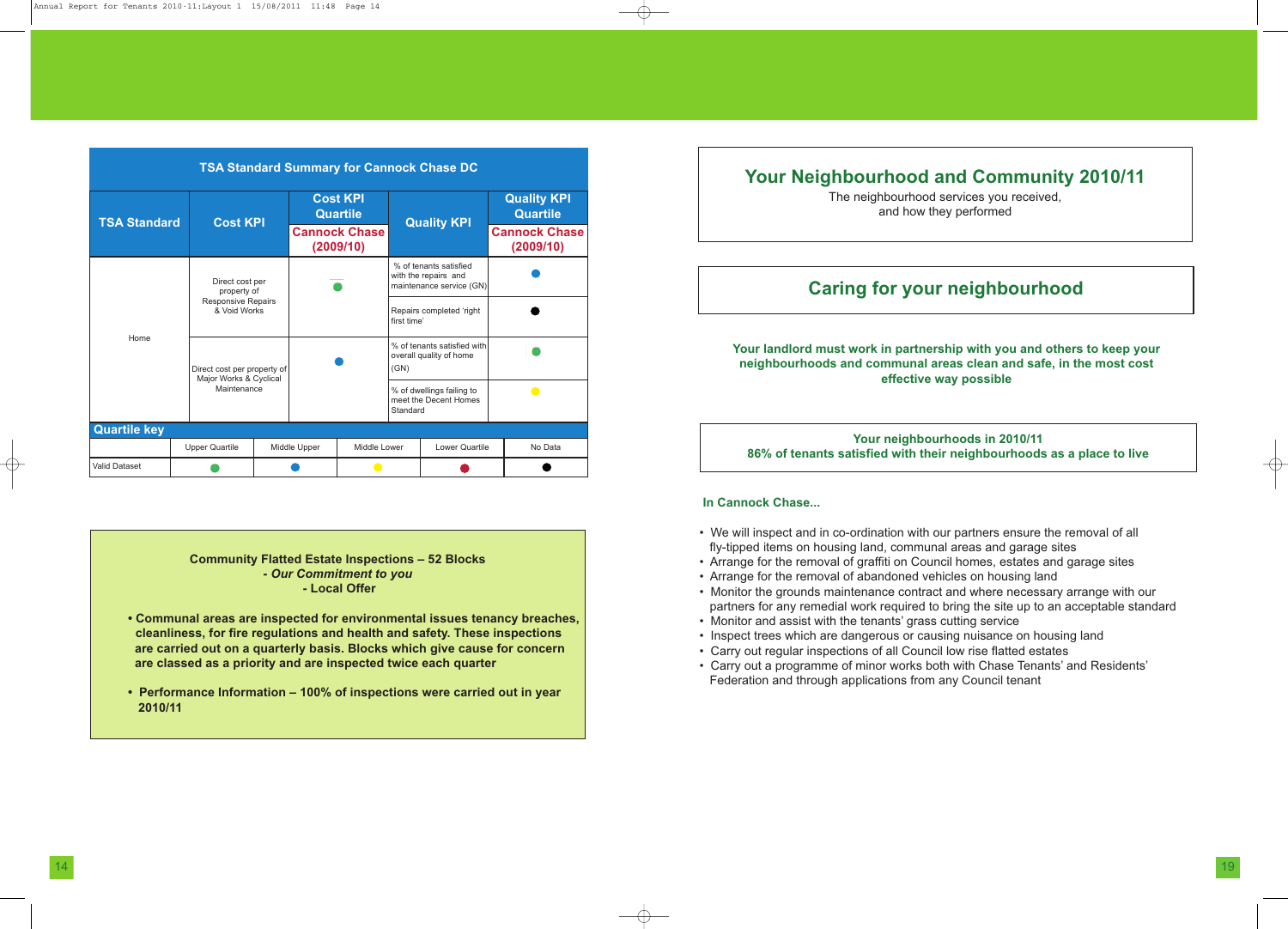| TSA Standard | Cost KPI | Cost KPI Quartile Cannock Chase (2009/10) | Quality KPI | Quality KPI Quartile Cannock Chase (2009/10) |
|---|---|---|---|---|
| Home | Direct cost per property of Responsive Repairs & Void Works | Upper Quartile (green) | % of tenants satisfied with the repairs and maintenance service (GN) | Middle Upper (blue) |
| | | | Repairs completed 'right first time' | No Data (black) |
| | Direct cost per property of Major Works & Cyclical Maintenance | Middle Upper (blue) | % of tenants satisfied with overall quality of home (GN) | Upper Quartile (green) |
| | | | % of dwellings failing to meet the Decent Homes Standard | Middle Lower (yellow) |

**Quartile key**

| | Upper Quartile | Middle Upper | Middle Lower | Lower Quartile | No Data |
|---|---|---|---|---|---|
| Valid Dataset | green | blue | yellow | red | black |

**Community Flatted Estate Inspections – 52 Blocks**
**- *Our Commitment to you***
**- Local Offer**

- **Communal areas are inspected for environmental issues tenancy breaches, cleanliness, for fire regulations and health and safety. These inspections are carried out on a quarterly basis. Blocks which give cause for concern are classed as a priority and are inspected twice each quarter**
- **Performance Information – 100% of inspections were carried out in year 2010/11**

# Your Neighbourhood and Community 2010/11

The neighbourhood services you received, and how they performed

## Caring for your neighbourhood

**Your landlord must work in partnership with you and others to keep your neighbourhoods and communal areas clean and safe, in the most cost effective way possible**

**Your neighbourhoods in 2010/11**
**86% of tenants satisfied with their neighbourhoods as a place to live**

**In Cannock Chase...**

- We will inspect and in co-ordination with our partners ensure the removal of all fly-tipped items on housing land, communal areas and garage sites
- Arrange for the removal of graffiti on Council homes, estates and garage sites
- Arrange for the removal of abandoned vehicles on housing land
- Monitor the grounds maintenance contract and where necessary arrange with our partners for any remedial work required to bring the site up to an acceptable standard
- Monitor and assist with the tenants' grass cutting service
- Inspect trees which are dangerous or causing nuisance on housing land
- Carry out regular inspections of all Council low rise flatted estates
- Carry out a programme of minor works both with Chase Tenants' and Residents' Federation and through applications from any Council tenant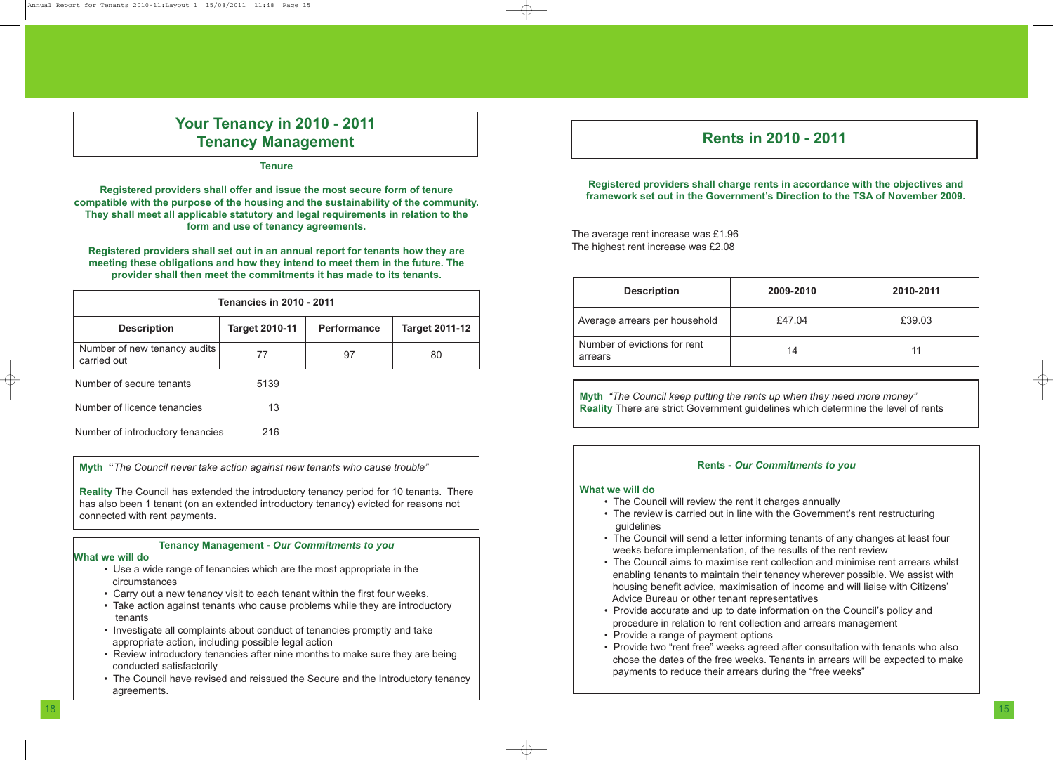## Your Tenancy in 2010 - 2011
## Tenancy Management

### Tenure

**Registered providers shall offer and issue the most secure form of tenure compatible with the purpose of the housing and the sustainability of the community. They shall meet all applicable statutory and legal requirements in relation to the form and use of tenancy agreements.**

**Registered providers shall set out in an annual report for tenants how they are meeting these obligations and how they intend to meet them in the future. The provider shall then meet the commitments it has made to its tenants.**

| Tenancies in 2010 - 2011 | | | |
|---|---|---|---|
| **Description** | **Target 2010-11** | **Performance** | **Target 2011-12** |
| Number of new tenancy audits carried out | 77 | 97 | 80 |

Number of secure tenants 5139

Number of licence tenancies 13

Number of introductory tenancies 216

**Myth** **"***The Council never take action against new tenants who cause trouble"*

**Reality** The Council has extended the introductory tenancy period for 10 tenants. There has also been 1 tenant (on an extended introductory tenancy) evicted for reasons not connected with rent payments.

**Tenancy Management -** ***Our Commitments to you***

**What we will do**

- Use a wide range of tenancies which are the most appropriate in the circumstances
- Carry out a new tenancy visit to each tenant within the first four weeks.
- Take action against tenants who cause problems while they are introductory tenants
- Investigate all complaints about conduct of tenancies promptly and take appropriate action, including possible legal action
- Review introductory tenancies after nine months to make sure they are being conducted satisfactorily
- The Council have revised and reissued the Secure and the Introductory tenancy agreements.

## Rents in 2010 - 2011

**Registered providers shall charge rents in accordance with the objectives and framework set out in the Government's Direction to the TSA of November 2009.**

The average rent increase was £1.96
The highest rent increase was £2.08

| Description | 2009-2010 | 2010-2011 |
|---|---|---|
| Average arrears per household | £47.04 | £39.03 |
| Number of evictions for rent arrears | 14 | 11 |

**Myth** *"The Council keep putting the rents up when they need more money"*
**Reality** There are strict Government guidelines which determine the level of rents

**Rents -** ***Our Commitments to you***

**What we will do**

- The Council will review the rent it charges annually
- The review is carried out in line with the Government's rent restructuring guidelines
- The Council will send a letter informing tenants of any changes at least four weeks before implementation, of the results of the rent review
- The Council aims to maximise rent collection and minimise rent arrears whilst enabling tenants to maintain their tenancy wherever possible. We assist with housing benefit advice, maximisation of income and will liaise with Citizens' Advice Bureau or other tenant representatives
- Provide accurate and up to date information on the Council's policy and procedure in relation to rent collection and arrears management
- Provide a range of payment options
- Provide two "rent free" weeks agreed after consultation with tenants who also chose the dates of the free weeks. Tenants in arrears will be expected to make payments to reduce their arrears during the "free weeks"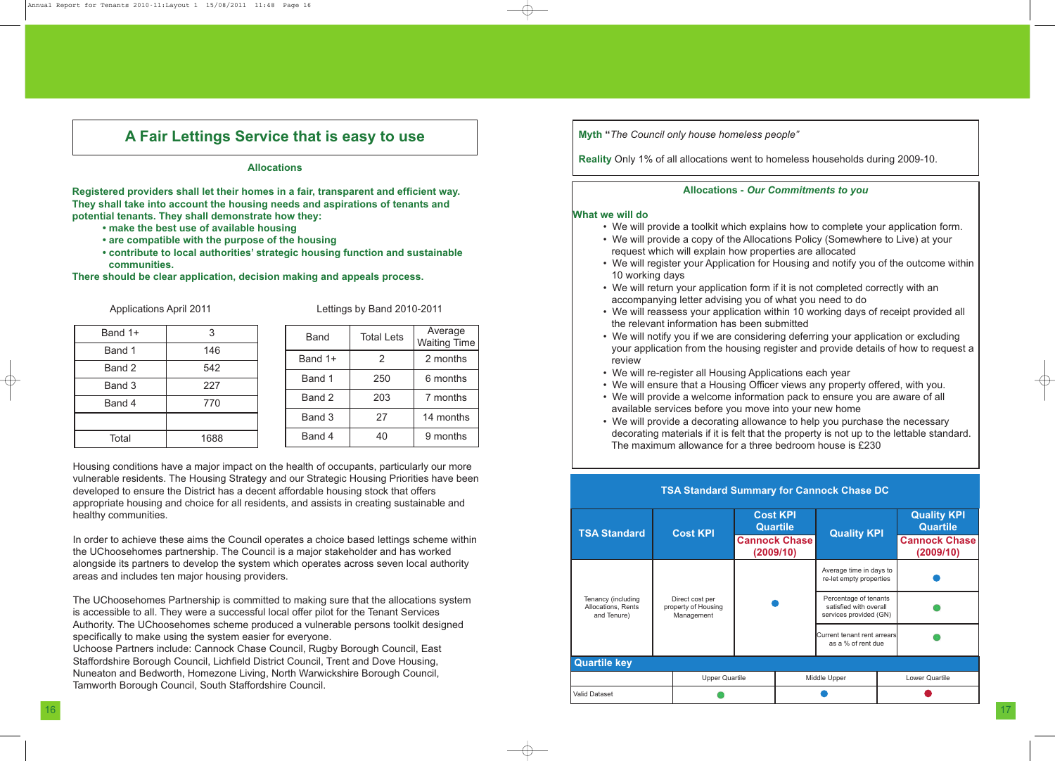## A Fair Lettings Service that is easy to use

### Allocations

**Registered providers shall let their homes in a fair, transparent and efficient way. They shall take into account the housing needs and aspirations of tenants and potential tenants. They shall demonstrate how they:**

- **make the best use of available housing**
- **are compatible with the purpose of the housing**
- **contribute to local authorities' strategic housing function and sustainable communities.**

**There should be clear application, decision making and appeals process.**

Applications April 2011

| | |
|---|---|
| Band 1+ | 3 |
| Band 1 | 146 |
| Band 2 | 542 |
| Band 3 | 227 |
| Band 4 | 770 |
| | |
| Total | 1688 |

Lettings by Band 2010-2011

| Band | Total Lets | Average Waiting Time |
|---|---|---|
| Band 1+ | 2 | 2 months |
| Band 1 | 250 | 6 months |
| Band 2 | 203 | 7 months |
| Band 3 | 27 | 14 months |
| Band 4 | 40 | 9 months |

Housing conditions have a major impact on the health of occupants, particularly our more vulnerable residents. The Housing Strategy and our Strategic Housing Priorities have been developed to ensure the District has a decent affordable housing stock that offers appropriate housing and choice for all residents, and assists in creating sustainable and healthy communities.

In order to achieve these aims the Council operates a choice based lettings scheme within the UChoosehomes partnership. The Council is a major stakeholder and has worked alongside its partners to develop the system which operates across seven local authority areas and includes ten major housing providers.

The UChoosehomes Partnership is committed to making sure that the allocations system is accessible to all. They were a successful local offer pilot for the Tenant Services Authority. The UChoosehomes scheme produced a vulnerable persons toolkit designed specifically to make using the system easier for everyone.
Uchoose Partners include: Cannock Chase Council, Rugby Borough Council, East Staffordshire Borough Council, Lichfield District Council, Trent and Dove Housing, Nuneaton and Bedworth, Homezone Living, North Warwickshire Borough Council, Tamworth Borough Council, South Staffordshire Council.

**Myth** **"***The Council only house homeless people"*

**Reality** Only 1% of all allocations went to homeless households during 2009-10.

### Allocations - *Our Commitments to you*

**What we will do**

- We will provide a toolkit which explains how to complete your application form.
- We will provide a copy of the Allocations Policy (Somewhere to Live) at your request which will explain how properties are allocated
- We will register your Application for Housing and notify you of the outcome within 10 working days
- We will return your application form if it is not completed correctly with an accompanying letter advising you of what you need to do
- We will reassess your application within 10 working days of receipt provided all the relevant information has been submitted
- We will notify you if we are considering deferring your application or excluding your application from the housing register and provide details of how to request a review
- We will re-register all Housing Applications each year
- We will ensure that a Housing Officer views any property offered, with you.
- We will provide a welcome information pack to ensure you are aware of all available services before you move into your new home
- We will provide a decorating allowance to help you purchase the necessary decorating materials if it is felt that the property is not up to the lettable standard. The maximum allowance for a three bedroom house is £230

**TSA Standard Summary for Cannock Chase DC**

| TSA Standard | Cost KPI | Cost KPI Quartile Cannock Chase (2009/10) | Quality KPI | Quality KPI Quartile Cannock Chase (2009/10) |
|---|---|---|---|---|
| Tenancy (including Allocations, Rents and Tenure) | Direct cost per property of Housing Management | Middle Upper (blue) | Average time in days to re-let empty properties | Middle Upper (blue) |
| | | | Percentage of tenants satisfied with overall services provided (GN) | Upper Quartile (green) |
| | | | Current tenant rent arrears as a % of rent due | Upper Quartile (green) |

**Quartile key**

| | Upper Quartile | Middle Upper | Lower Quartile |
|---|---|---|---|
| Valid Dataset | green | blue | red |